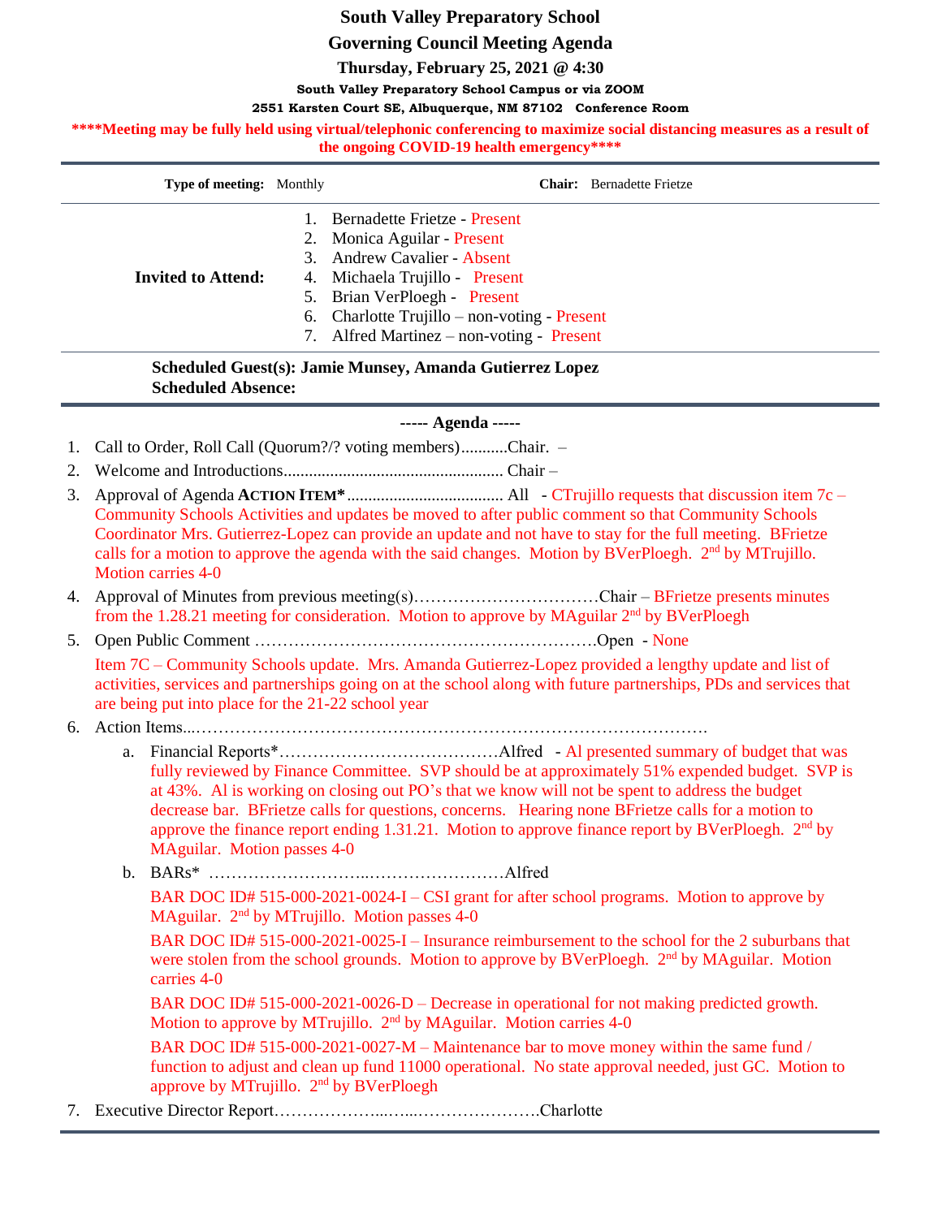# South Valley Preparatory School

## Governing Council Meeting Agenda

**Thursday, February 25, 2021 @ 4:30**

**South Valley Preparatory School Campus or via ZOOM**

**2551 Karsten Court SE, Albuquerque, NM 87102 Conference Room**

**\*\*\*\*Meeting may be fully held using virtual/telephonic conferencing to maximize social distancing measures as a result of the ongoing COVID-19 health emergency\*\*\*\***

**Type of meeting:** Monthly **Chair:** Bernadette Frietze

**Invited to Attend:**

1. Bernadette Frietze - Present
2. Monica Aguilar - Present
3. Andrew Cavalier - Absent
4. Michaela Trujillo - Present
5. Brian VerPloegh - Present
6. Charlotte Trujillo – non-voting - Present
7. Alfred Martinez – non-voting - Present

**Scheduled Guest(s): Jamie Munsey, Amanda Gutierrez Lopez**
**Scheduled Absence:**

**----- Agenda -----**

1. Call to Order, Roll Call (Quorum?/? voting members)...........Chair. –
2. Welcome and Introductions................................................... Chair –
3. Approval of Agenda **ACTION ITEM\***.................................... All - CTrujillo requests that discussion item 7c – Community Schools Activities and updates be moved to after public comment so that Community Schools Coordinator Mrs. Gutierrez-Lopez can provide an update and not have to stay for the full meeting. BFrietze calls for a motion to approve the agenda with the said changes. Motion by BVerPloegh. 2nd by MTrujillo. Motion carries 4-0
4. Approval of Minutes from previous meeting(s)……………………………Chair – BFrietze presents minutes from the 1.28.21 meeting for consideration. Motion to approve by MAguilar 2nd by BVerPloegh
5. Open Public Comment ……………………………………………………….Open - None

   Item 7C – Community Schools update. Mrs. Amanda Gutierrez-Lopez provided a lengthy update and list of activities, services and partnerships going on at the school along with future partnerships, PDs and services that are being put into place for the 21-22 school year
6. Action Items...………………………………………………………………………………….
   a. Financial Reports\*…………………………………Alfred - Al presented summary of budget that was fully reviewed by Finance Committee. SVP should be at approximately 51% expended budget. SVP is at 43%. Al is working on closing out PO's that we know will not be spent to address the budget decrease bar. BFrietze calls for questions, concerns. Hearing none BFrietze calls for a motion to approve the finance report ending 1.31.21. Motion to approve finance report by BVerPloegh. 2nd by MAguilar. Motion passes 4-0
   b. BARs\* ………………………..……………………Alfred

      BAR DOC ID# 515-000-2021-0024-I – CSI grant for after school programs. Motion to approve by MAguilar. 2nd by MTrujillo. Motion passes 4-0

      BAR DOC ID# 515-000-2021-0025-I – Insurance reimbursement to the school for the 2 suburbans that were stolen from the school grounds. Motion to approve by BVerPloegh. 2nd by MAguilar. Motion carries 4-0

      BAR DOC ID# 515-000-2021-0026-D – Decrease in operational for not making predicted growth. Motion to approve by MTrujillo. 2nd by MAguilar. Motion carries 4-0

      BAR DOC ID# 515-000-2021-0027-M – Maintenance bar to move money within the same fund / function to adjust and clean up fund 11000 operational. No state approval needed, just GC. Motion to approve by MTrujillo. 2nd by BVerPloegh
7. Executive Director Report………………...…...………………….Charlotte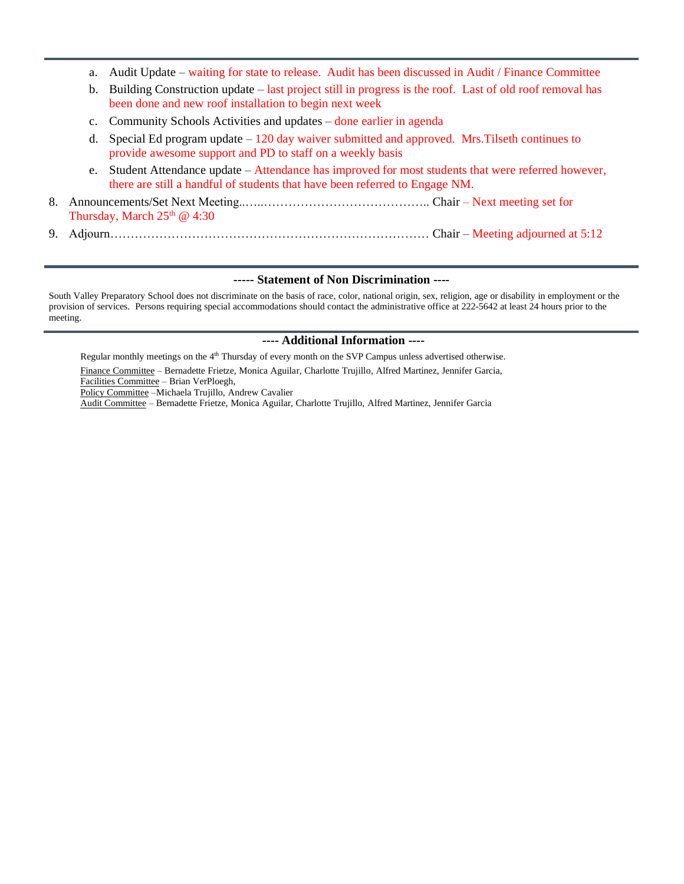a. Audit Update – waiting for state to release. Audit has been discussed in Audit / Finance Committee
   b. Building Construction update – last project still in progress is the roof. Last of old roof removal has been done and new roof installation to begin next week
   c. Community Schools Activities and updates – done earlier in agenda
   d. Special Ed program update – 120 day waiver submitted and approved. Mrs.Tilseth continues to provide awesome support and PD to staff on a weekly basis
   e. Student Attendance update – Attendance has improved for most students that were referred however, there are still a handful of students that have been referred to Engage NM.

8. Announcements/Set Next Meeting..…..………………………………….. Chair – Next meeting set for Thursday, March 25th @ 4:30
9. Adjourn…………………………………………………………………… Chair – Meeting adjourned at 5:12

---

**----- Statement of Non Discrimination ----**

South Valley Preparatory School does not discriminate on the basis of race, color, national origin, sex, religion, age or disability in employment or the provision of services. Persons requiring special accommodations should contact the administrative office at 222-5642 at least 24 hours prior to the meeting.

---

**---- Additional Information ----**

Regular monthly meetings on the 4th Thursday of every month on the SVP Campus unless advertised otherwise.

Finance Committee – Bernadette Frietze, Monica Aguilar, Charlotte Trujillo, Alfred Martinez, Jennifer Garcia,
Facilities Committee – Brian VerPloegh,
Policy Committee –Michaela Trujillo, Andrew Cavalier
Audit Committee – Bernadette Frietze, Monica Aguilar, Charlotte Trujillo, Alfred Martinez, Jennifer Garcia